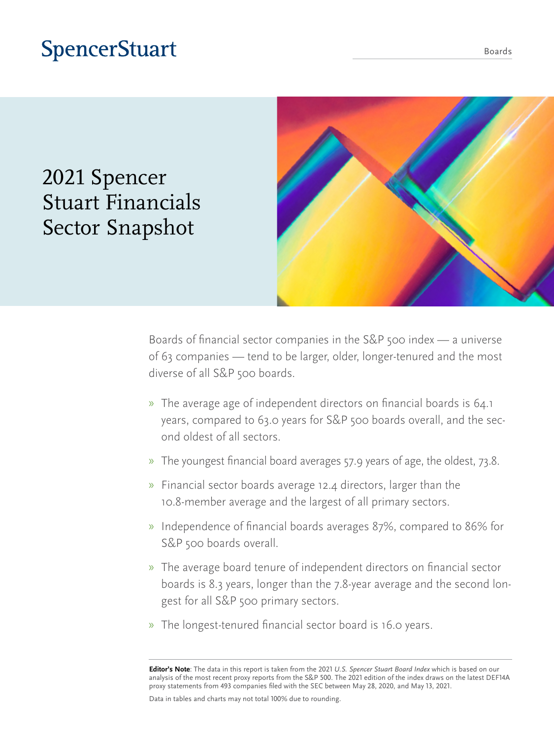SpencerStuart

Boards

# 2021 Spencer Stuart Financials Sector Snapshot

Boards of financial sector companies in the S&P 500 index — a universe of 63 companies — tend to be larger, older, longer-tenured and the most diverse of all S&P 500 boards.

- The average age of independent directors on financial boards is 64.1 years, compared to 63.0 years for S&P 500 boards overall, and the second oldest of all sectors.
- The youngest financial board averages 57.9 years of age, the oldest, 73.8.
- Financial sector boards average 12.4 directors, larger than the 10.8-member average and the largest of all primary sectors.
- Independence of financial boards averages 87%, compared to 86% for S&P 500 boards overall.
- The average board tenure of independent directors on financial sector boards is 8.3 years, longer than the 7.8-year average and the second longest for all S&P 500 primary sectors.
- The longest-tenured financial sector board is 16.0 years.

**Editor's Note**: The data in this report is taken from the 2021 *U.S. Spencer Stuart Board Index* which is based on our analysis of the most recent proxy reports from the S&P 500. The 2021 edition of the index draws on the latest DEF14A proxy statements from 493 companies filed with the SEC between May 28, 2020, and May 13, 2021.

Data in tables and charts may not total 100% due to rounding.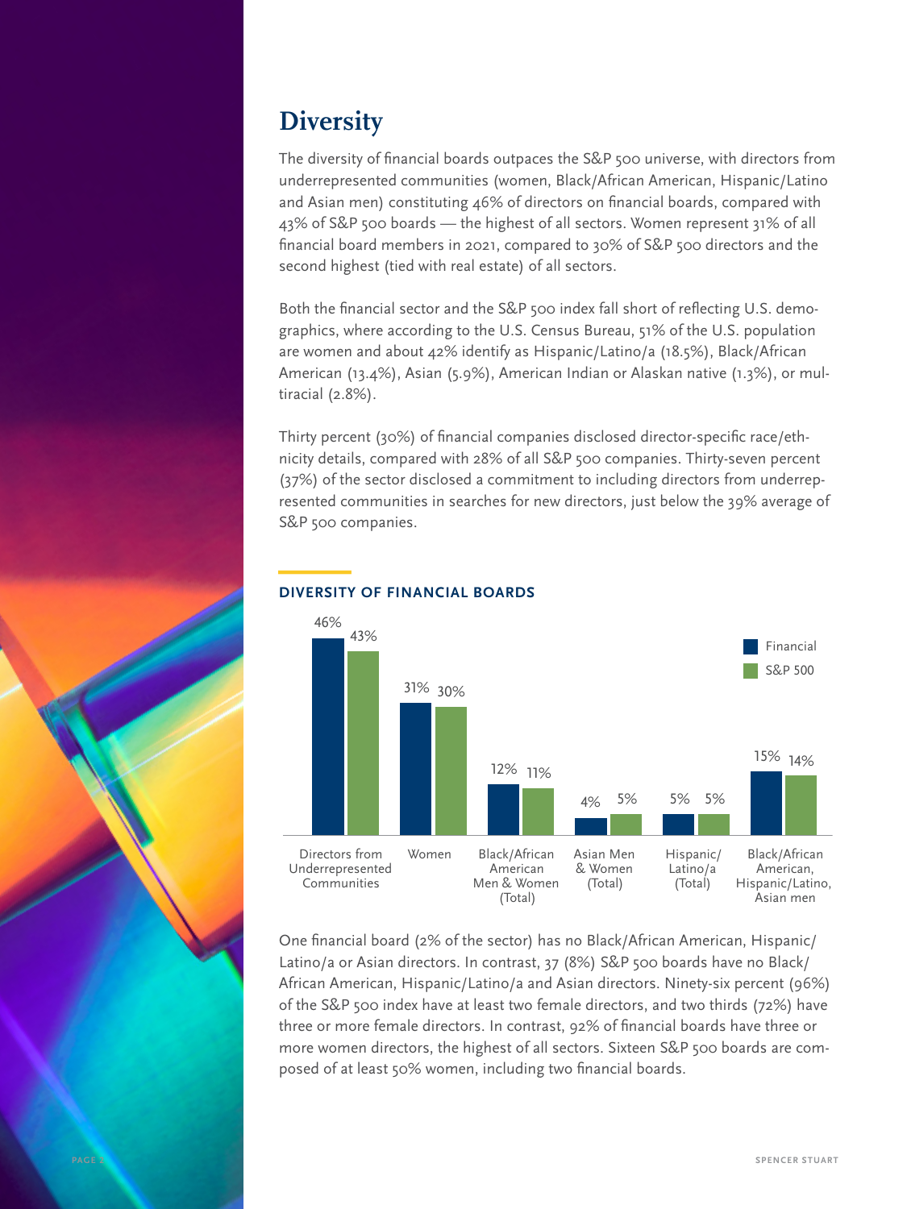# Diversity

The diversity of financial boards outpaces the S&P 500 universe, with directors from underrepresented communities (women, Black/African American, Hispanic/Latino and Asian men) constituting 46% of directors on financial boards, compared with 43% of S&P 500 boards — the highest of all sectors. Women represent 31% of all financial board members in 2021, compared to 30% of S&P 500 directors and the second highest (tied with real estate) of all sectors.

Both the financial sector and the S&P 500 index fall short of reflecting U.S. demographics, where according to the U.S. Census Bureau, 51% of the U.S. population are women and about 42% identify as Hispanic/Latino/a (18.5%), Black/African American (13.4%), Asian (5.9%), American Indian or Alaskan native (1.3%), or multiracial (2.8%).

Thirty percent (30%) of financial companies disclosed director-specific race/ethnicity details, compared with 28% of all S&P 500 companies. Thirty-seven percent (37%) of the sector disclosed a commitment to including directors from underrepresented communities in searches for new directors, just below the 39% average of S&P 500 companies.

## DIVERSITY OF FINANCIAL BOARDS

| | Financial | S&P 500 |
|---|---|---|
| Directors from Underrepresented Communities | 46% | 43% |
| Women | 31% | 30% |
| Black/African American Men & Women (Total) | 12% | 11% |
| Asian Men & Women (Total) | 4% | 5% |
| Hispanic/Latino/a (Total) | 5% | 5% |
| Black/African American, Hispanic/Latino, Asian men | 15% | 14% |

One financial board (2% of the sector) has no Black/African American, Hispanic/Latino/a or Asian directors. In contrast, 37 (8%) S&P 500 boards have no Black/African American, Hispanic/Latino/a and Asian directors. Ninety-six percent (96%) of the S&P 500 index have at least two female directors, and two thirds (72%) have three or more female directors. In contrast, 92% of financial boards have three or more women directors, the highest of all sectors. Sixteen S&P 500 boards are composed of at least 50% women, including two financial boards.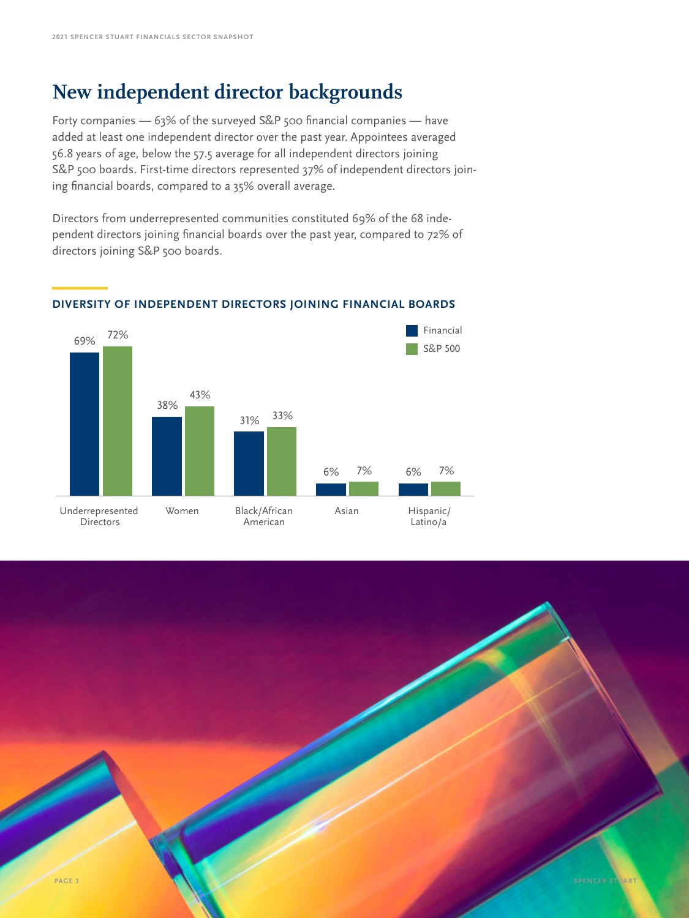# New independent director backgrounds

Forty companies — 63% of the surveyed S&P 500 financial companies — have added at least one independent director over the past year. Appointees averaged 56.8 years of age, below the 57.5 average for all independent directors joining S&P 500 boards. First-time directors represented 37% of independent directors joining financial boards, compared to a 35% overall average.

Directors from underrepresented communities constituted 69% of the 68 independent directors joining financial boards over the past year, compared to 72% of directors joining S&P 500 boards.

## DIVERSITY OF INDEPENDENT DIRECTORS JOINING FINANCIAL BOARDS

| | Financial | S&P 500 |
|---|---|---|
| Underrepresented Directors | 69% | 72% |
| Women | 38% | 43% |
| Black/African American | 31% | 33% |
| Asian | 6% | 7% |
| Hispanic/Latino/a | 6% | 7% |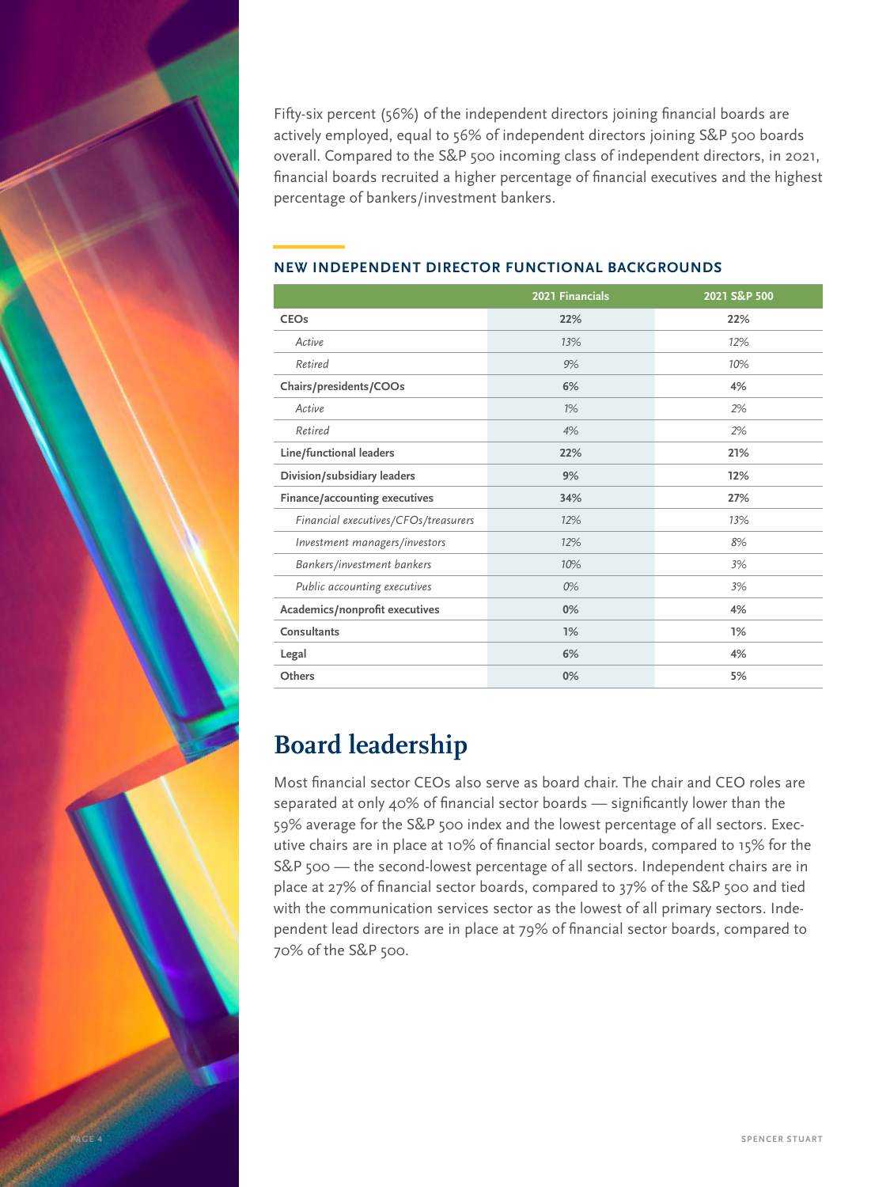Fifty-six percent (56%) of the independent directors joining financial boards are actively employed, equal to 56% of independent directors joining S&P 500 boards overall. Compared to the S&P 500 incoming class of independent directors, in 2021, financial boards recruited a higher percentage of financial executives and the highest percentage of bankers/investment bankers.

### NEW INDEPENDENT DIRECTOR FUNCTIONAL BACKGROUNDS

| | 2021 Financials | 2021 S&P 500 |
|---|---|---|
| **CEOs** | **22%** | **22%** |
| *Active* | *13%* | *12%* |
| *Retired* | *9%* | *10%* |
| **Chairs/presidents/COOs** | **6%** | **4%** |
| *Active* | *1%* | *2%* |
| *Retired* | *4%* | *2%* |
| **Line/functional leaders** | **22%** | **21%** |
| **Division/subsidiary leaders** | **9%** | **12%** |
| **Finance/accounting executives** | **34%** | **27%** |
| *Financial executives/CFOs/treasurers* | *12%* | *13%* |
| *Investment managers/investors* | *12%* | *8%* |
| *Bankers/investment bankers* | *10%* | *3%* |
| *Public accounting executives* | *0%* | *3%* |
| **Academics/nonprofit executives** | **0%** | **4%** |
| **Consultants** | **1%** | **1%** |
| **Legal** | **6%** | **4%** |
| **Others** | **0%** | **5%** |

## Board leadership

Most financial sector CEOs also serve as board chair. The chair and CEO roles are separated at only 40% of financial sector boards — significantly lower than the 59% average for the S&P 500 index and the lowest percentage of all sectors. Executive chairs are in place at 10% of financial sector boards, compared to 15% for the S&P 500 — the second-lowest percentage of all sectors. Independent chairs are in place at 27% of financial sector boards, compared to 37% of the S&P 500 and tied with the communication services sector as the lowest of all primary sectors. Independent lead directors are in place at 79% of financial sector boards, compared to 70% of the S&P 500.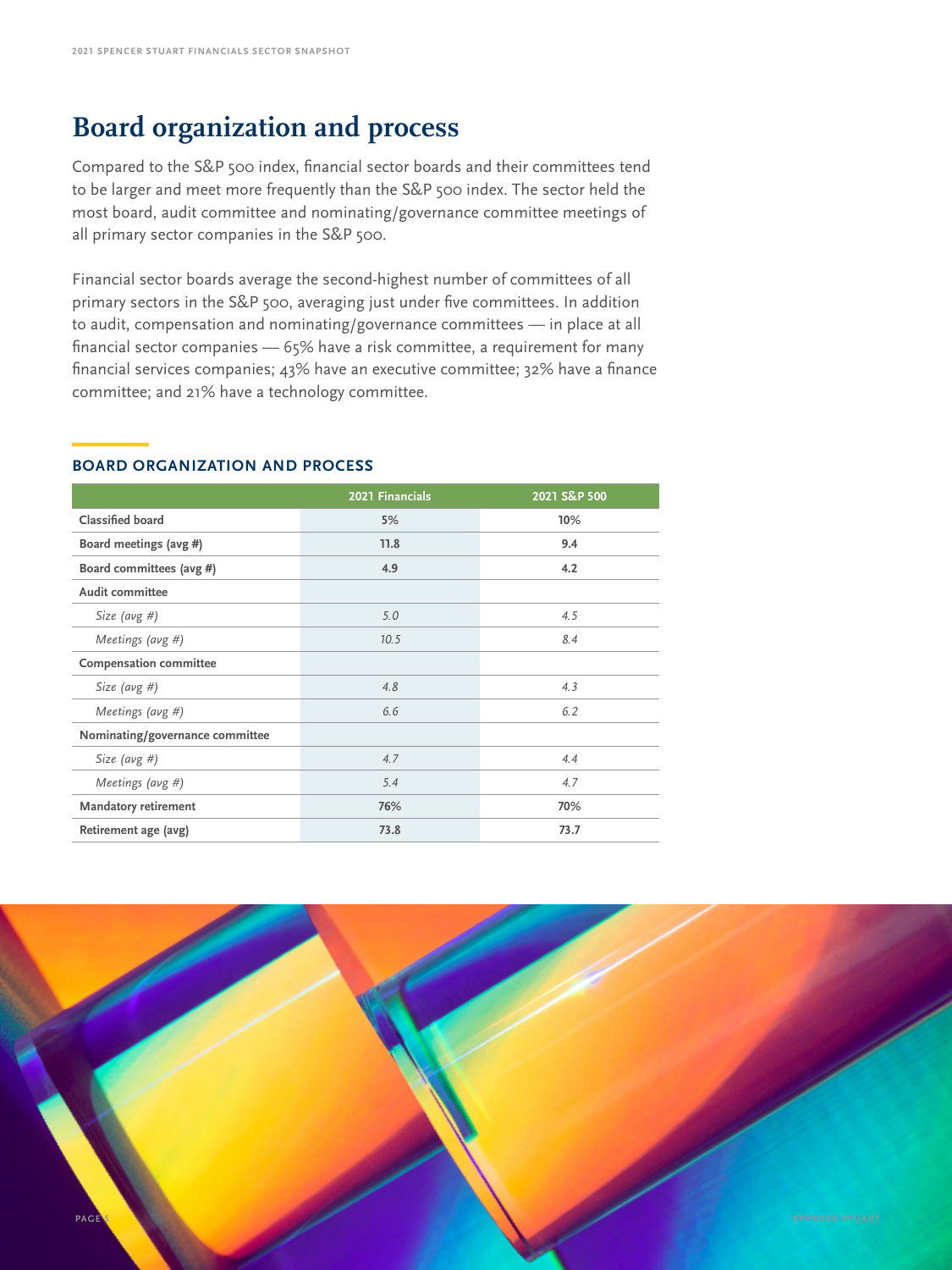# Board organization and process

Compared to the S&P 500 index, financial sector boards and their committees tend to be larger and meet more frequently than the S&P 500 index. The sector held the most board, audit committee and nominating/governance committee meetings of all primary sector companies in the S&P 500.

Financial sector boards average the second-highest number of committees of all primary sectors in the S&P 500, averaging just under five committees. In addition to audit, compensation and nominating/governance committees — in place at all financial sector companies — 65% have a risk committee, a requirement for many financial services companies; 43% have an executive committee; 32% have a finance committee; and 21% have a technology committee.

## BOARD ORGANIZATION AND PROCESS

| | 2021 Financials | 2021 S&P 500 |
|---|---|---|
| **Classified board** | 5% | 10% |
| **Board meetings (avg #)** | 11.8 | 9.4 |
| **Board committees (avg #)** | 4.9 | 4.2 |
| **Audit committee** | | |
| *Size (avg #)* | *5.0* | *4.5* |
| *Meetings (avg #)* | *10.5* | *8.4* |
| **Compensation committee** | | |
| *Size (avg #)* | *4.8* | *4.3* |
| *Meetings (avg #)* | *6.6* | *6.2* |
| **Nominating/governance committee** | | |
| *Size (avg #)* | *4.7* | *4.4* |
| *Meetings (avg #)* | *5.4* | *4.7* |
| **Mandatory retirement** | 76% | 70% |
| **Retirement age (avg)** | 73.8 | 73.7 |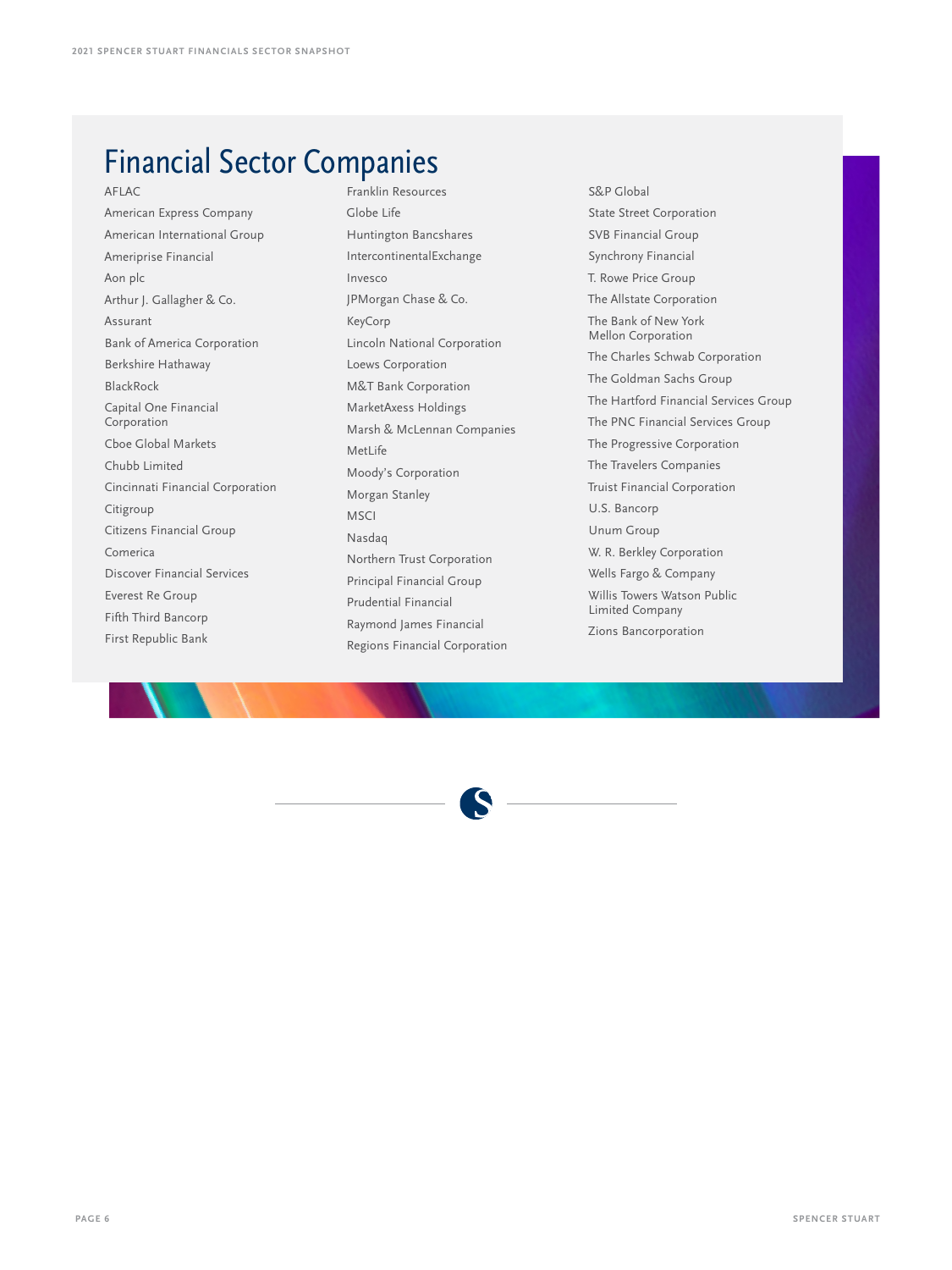# Financial Sector Companies

- AFLAC
- American Express Company
- American International Group
- Ameriprise Financial
- Aon plc
- Arthur J. Gallagher & Co.
- Assurant
- Bank of America Corporation
- Berkshire Hathaway
- BlackRock
- Capital One Financial Corporation
- Cboe Global Markets
- Chubb Limited
- Cincinnati Financial Corporation
- Citigroup
- Citizens Financial Group
- Comerica
- Discover Financial Services
- Everest Re Group
- Fifth Third Bancorp
- First Republic Bank
- Franklin Resources
- Globe Life
- Huntington Bancshares
- IntercontinentalExchange
- Invesco
- JPMorgan Chase & Co.
- KeyCorp
- Lincoln National Corporation
- Loews Corporation
- M&T Bank Corporation
- MarketAxess Holdings
- Marsh & McLennan Companies
- MetLife
- Moody's Corporation
- Morgan Stanley
- MSCI
- Nasdaq
- Northern Trust Corporation
- Principal Financial Group
- Prudential Financial
- Raymond James Financial
- Regions Financial Corporation
- S&P Global
- State Street Corporation
- SVB Financial Group
- Synchrony Financial
- T. Rowe Price Group
- The Allstate Corporation
- The Bank of New York Mellon Corporation
- The Charles Schwab Corporation
- The Goldman Sachs Group
- The Hartford Financial Services Group
- The PNC Financial Services Group
- The Progressive Corporation
- The Travelers Companies
- Truist Financial Corporation
- U.S. Bancorp
- Unum Group
- W. R. Berkley Corporation
- Wells Fargo & Company
- Willis Towers Watson Public Limited Company
- Zions Bancorporation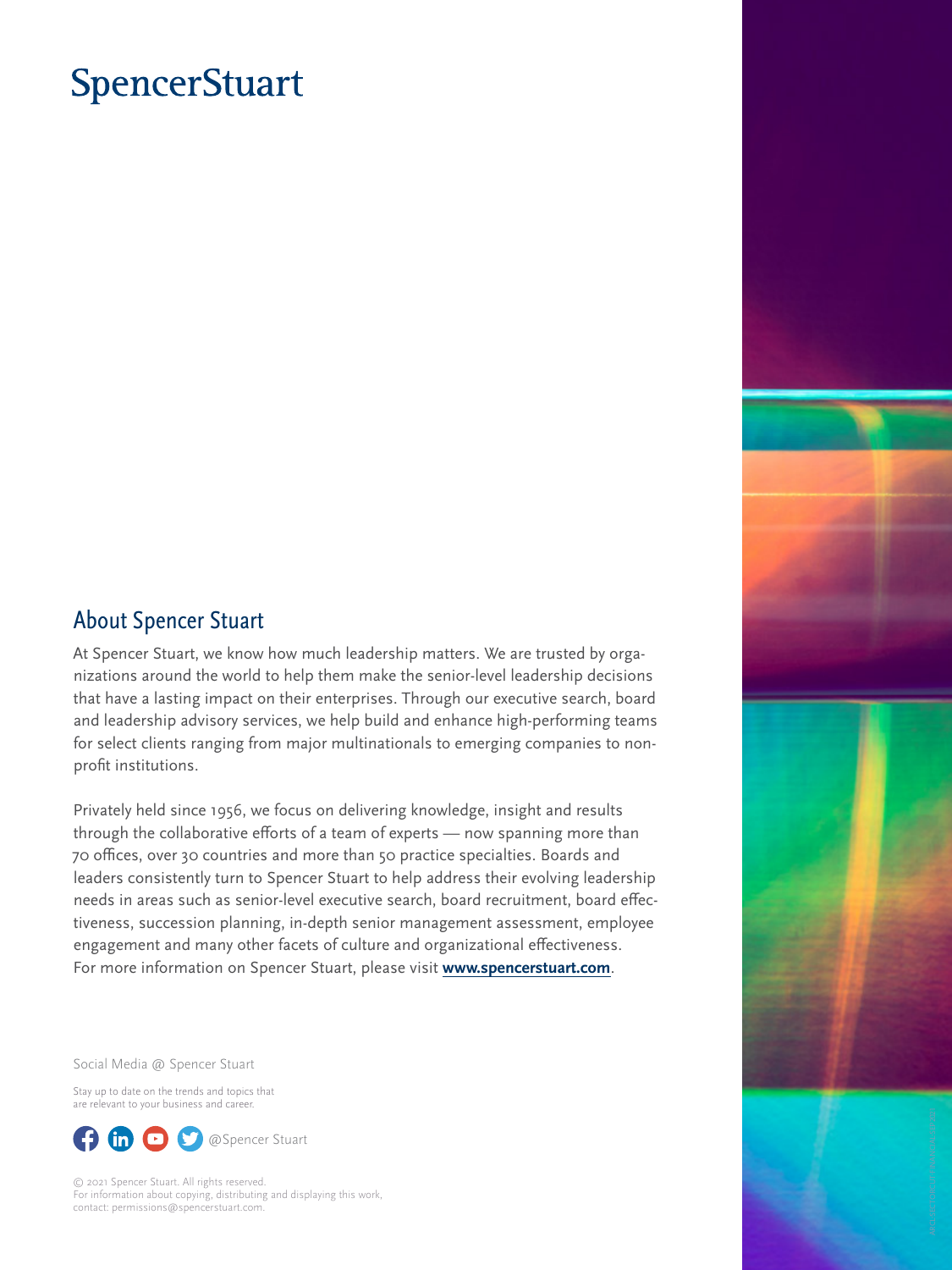# SpencerStuart

## About Spencer Stuart

At Spencer Stuart, we know how much leadership matters. We are trusted by organizations around the world to help them make the senior-level leadership decisions that have a lasting impact on their enterprises. Through our executive search, board and leadership advisory services, we help build and enhance high-performing teams for select clients ranging from major multinationals to emerging companies to non-profit institutions.

Privately held since 1956, we focus on delivering knowledge, insight and results through the collaborative efforts of a team of experts — now spanning more than 70 offices, over 30 countries and more than 50 practice specialties. Boards and leaders consistently turn to Spencer Stuart to help address their evolving leadership needs in areas such as senior-level executive search, board recruitment, board effectiveness, succession planning, in-depth senior management assessment, employee engagement and many other facets of culture and organizational effectiveness. For more information on Spencer Stuart, please visit **www.spencerstuart.com**.

Social Media @ Spencer Stuart

Stay up to date on the trends and topics that are relevant to your business and career.

@Spencer Stuart

© 2021 Spencer Stuart. All rights reserved. For information about copying, distributing and displaying this work, contact: permissions@spencerstuart.com.